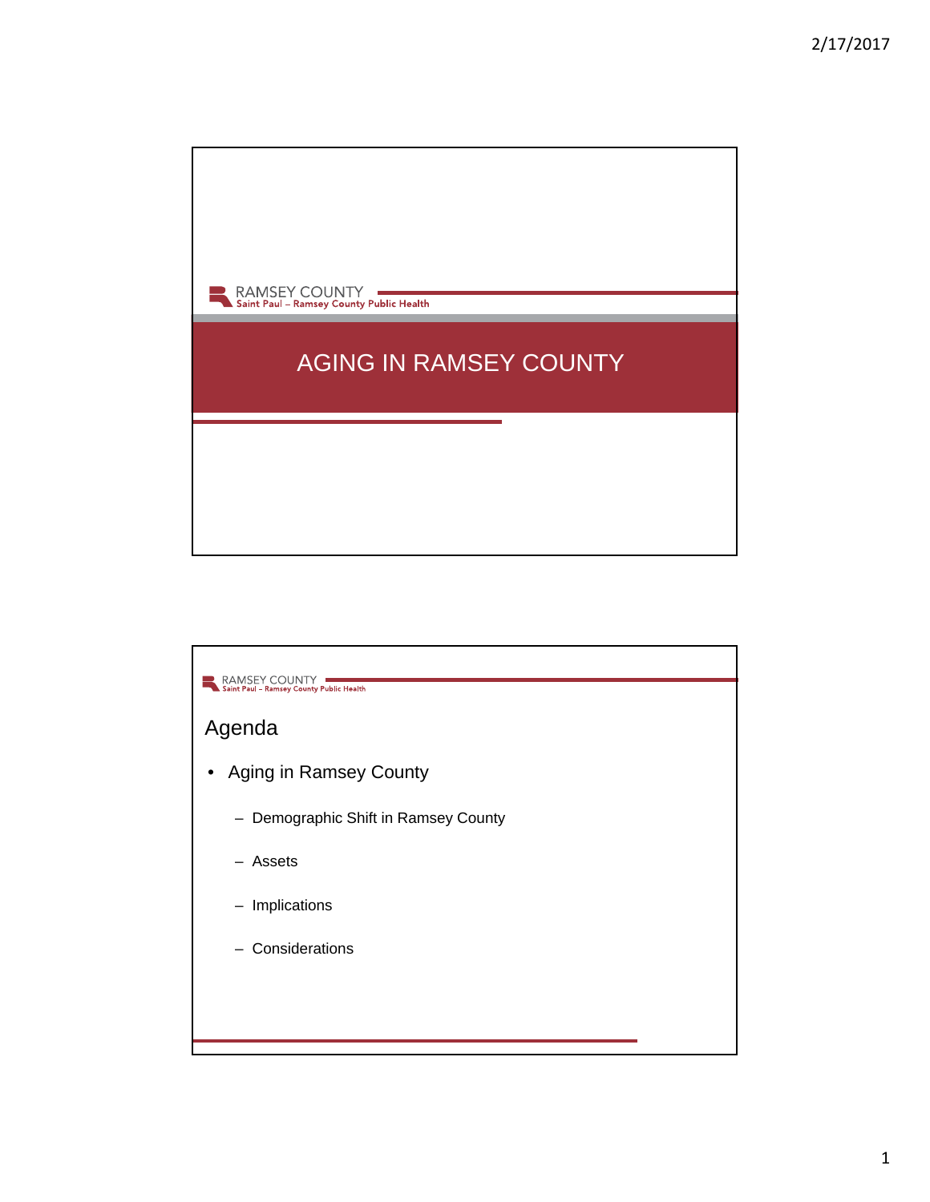RAMSEY COUNTY
Saint Paul – Ramsey County Public Health

# AGING IN RAMSEY COUNTY

RAMSEY COUNTY
Saint Paul – Ramsey County Public Health

## Agenda

- Aging in Ramsey County
  - Demographic Shift in Ramsey County
  - Assets
  - Implications
  - Considerations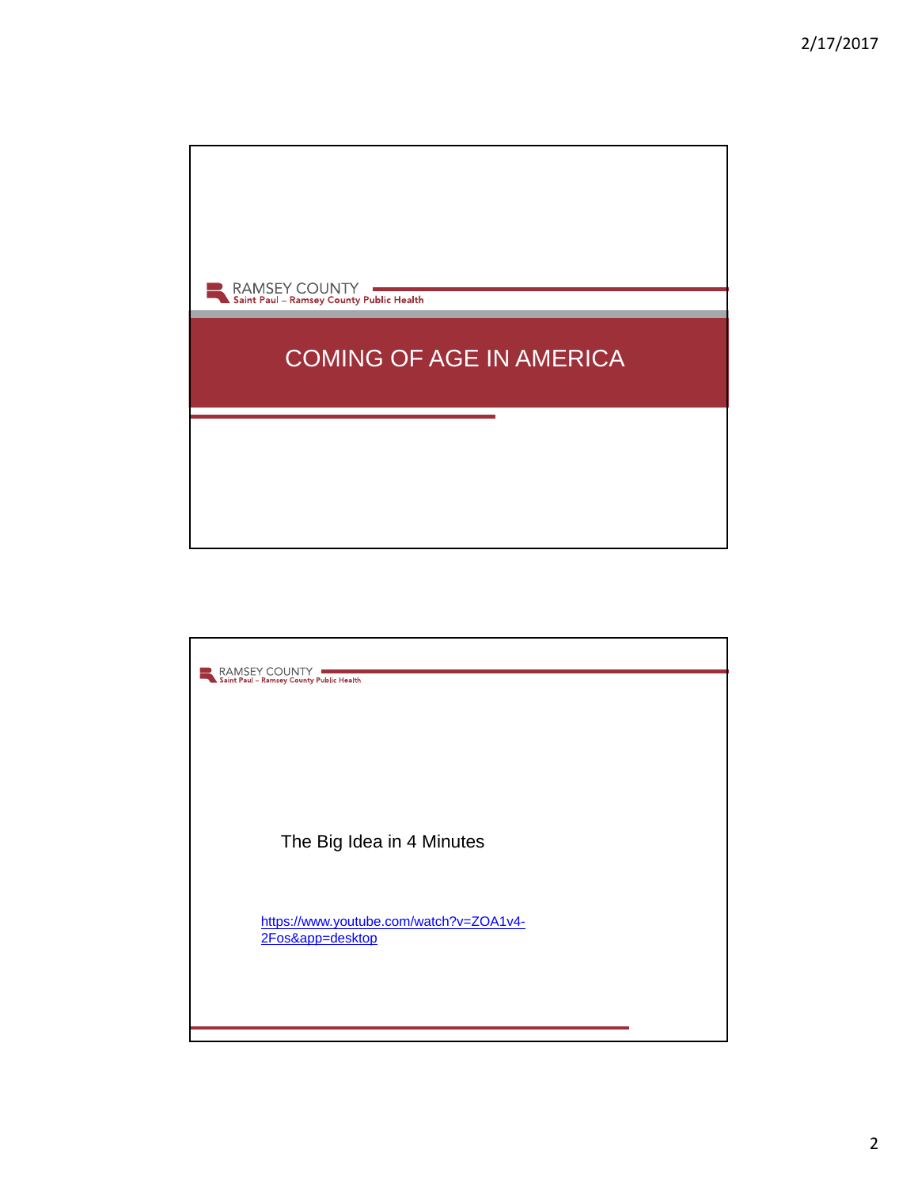RAMSEY COUNTY
Saint Paul – Ramsey County Public Health

# COMING OF AGE IN AMERICA

RAMSEY COUNTY
Saint Paul – Ramsey County Public Health

The Big Idea in 4 Minutes

https://www.youtube.com/watch?v=ZOA1v4-2Fos&app=desktop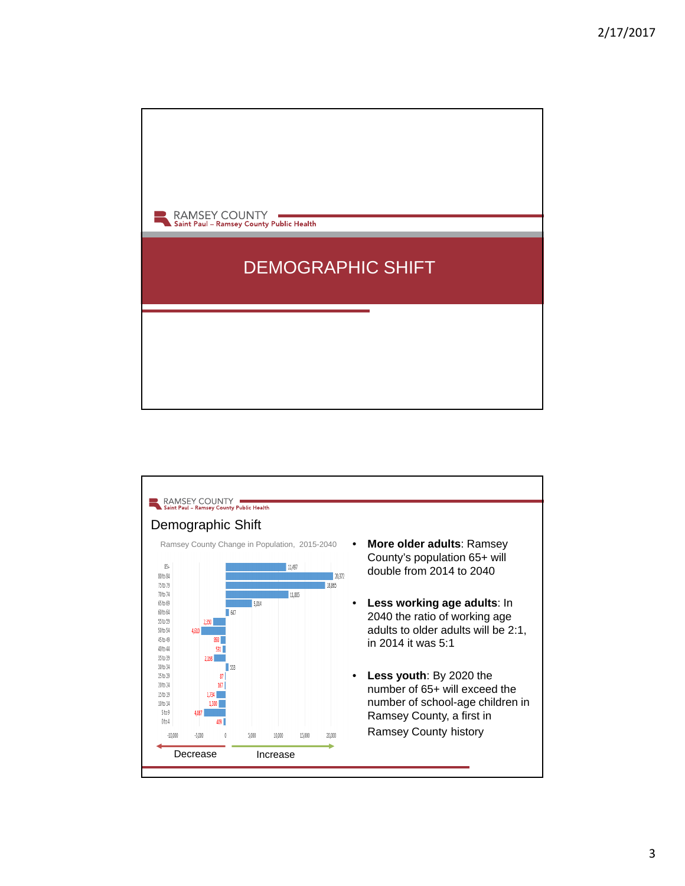RAMSEY COUNTY
Saint Paul – Ramsey County Public Health

# DEMOGRAPHIC SHIFT

RAMSEY COUNTY
Saint Paul – Ramsey County Public Health

## Demographic Shift

Ramsey County Change in Population, 2015-2040

| Age group | Change |
|---|---|
| 85+ | 11,497 |
| 80 to 84 | 20,372 |
| 75 to 79 | 18,865 |
| 70 to 74 | 11,885 |
| 65 to 69 | 5,014 |
| 60 to 64 | 647 |
| 55 to 59 | 2,250 |
| 50 to 54 | 4,610 |
| 45 to 49 | 893 |
| 40 to 44 | 531 |
| 35 to 39 | 2,168 |
| 30 to 34 | 553 |
| 25 to 29 | 87 |
| 20 to 24 | 167 |
| 15 to 19 | 1,734 |
| 10 to 14 | 1,300 |
| 5 to 9 | 4,067 |
| 0 to 4 | 409 |

Decrease ← → Increase

- **More older adults**: Ramsey County's population 65+ will double from 2014 to 2040
- **Less working age adults**: In 2040 the ratio of working age adults to older adults will be 2:1, in 2014 it was 5:1
- **Less youth**: By 2020 the number of 65+ will exceed the number of school-age children in Ramsey County, a first in Ramsey County history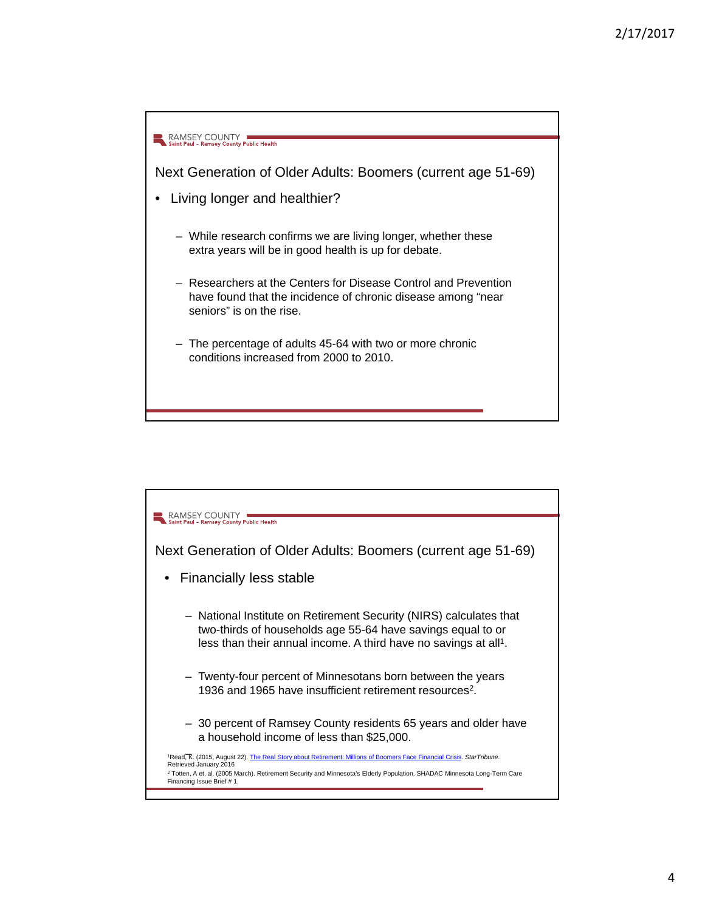RAMSEY COUNTY
Saint Paul – Ramsey County Public Health

## Next Generation of Older Adults: Boomers (current age 51-69)

- Living longer and healthier?
  - While research confirms we are living longer, whether these extra years will be in good health is up for debate.
  - Researchers at the Centers for Disease Control and Prevention have found that the incidence of chronic disease among "near seniors" is on the rise.
  - The percentage of adults 45-64 with two or more chronic conditions increased from 2000 to 2010.

RAMSEY COUNTY
Saint Paul – Ramsey County Public Health

## Next Generation of Older Adults: Boomers (current age 51-69)

- Financially less stable
  - National Institute on Retirement Security (NIRS) calculates that two-thirds of households age 55-64 have savings equal to or less than their annual income. A third have no savings at all[1].
  - Twenty-four percent of Minnesotans born between the years 1936 and 1965 have insufficient retirement resources[2].
  - 30 percent of Ramsey County residents 65 years and older have a household income of less than $25,000.

[1]Read, K. (2015, August 22). The Real Story about Retirement: Millions of Boomers Face Financial Crisis. *StarTribune*. Retrieved January 2016

[2] Totten, A et. al. (2005 March). Retirement Security and Minnesota's Elderly Population. SHADAC Minnesota Long-Term Care Financing Issue Brief # 1.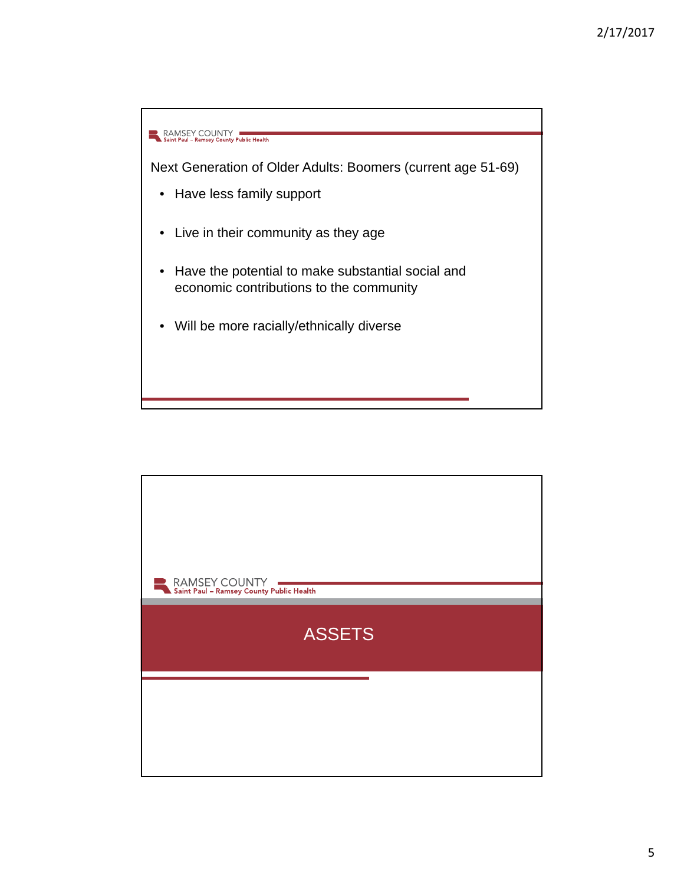Next Generation of Older Adults: Boomers (current age 51-69)

- Have less family support
- Live in their community as they age
- Have the potential to make substantial social and economic contributions to the community
- Will be more racially/ethnically diverse

# ASSETS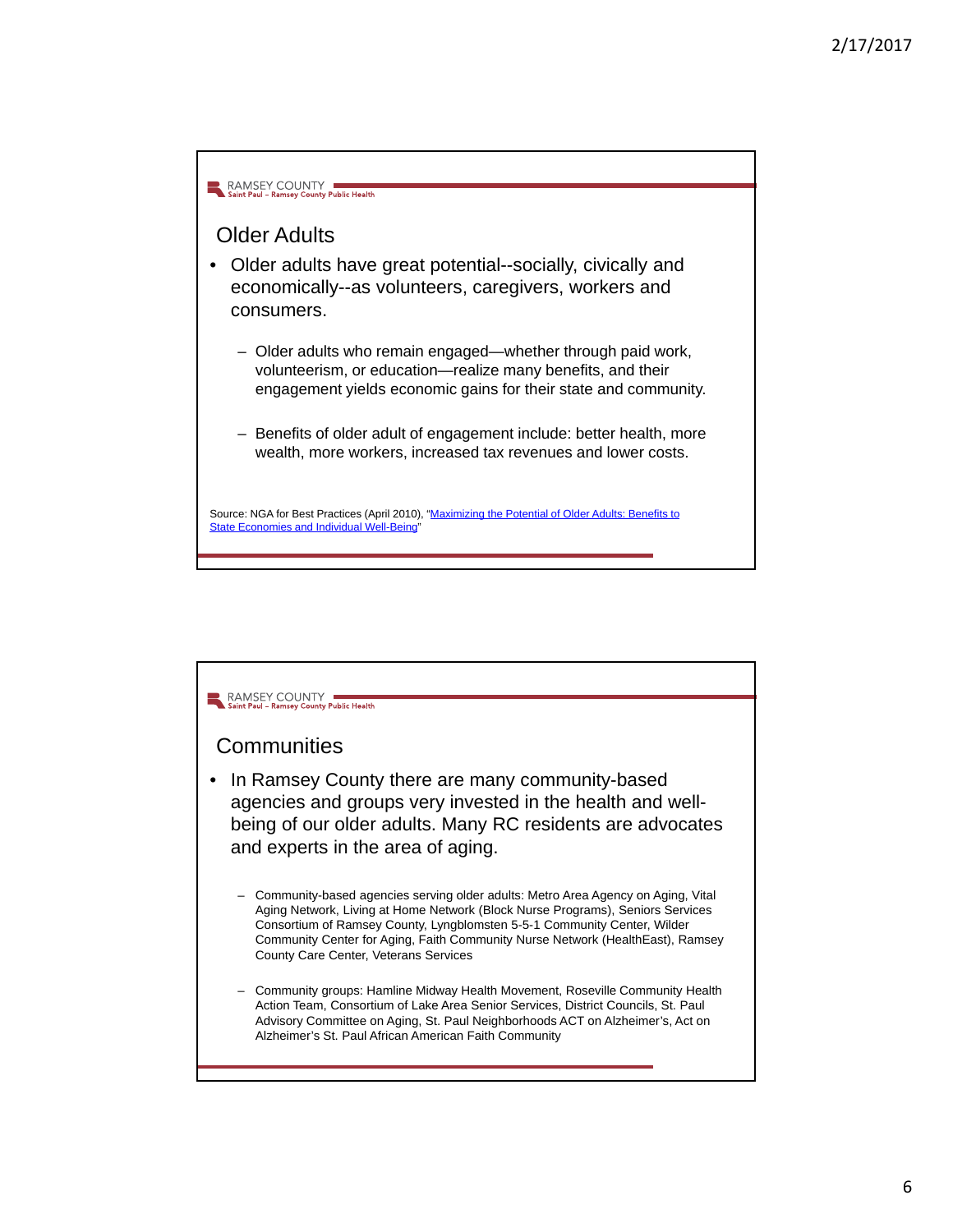## Older Adults

- Older adults have great potential--socially, civically and economically--as volunteers, caregivers, workers and consumers.
  - Older adults who remain engaged—whether through paid work, volunteerism, or education—realize many benefits, and their engagement yields economic gains for their state and community.
  - Benefits of older adult of engagement include: better health, more wealth, more workers, increased tax revenues and lower costs.

Source: NGA for Best Practices (April 2010), "Maximizing the Potential of Older Adults: Benefits to State Economies and Individual Well-Being"

## Communities

- In Ramsey County there are many community-based agencies and groups very invested in the health and well-being of our older adults. Many RC residents are advocates and experts in the area of aging.
  - Community-based agencies serving older adults: Metro Area Agency on Aging, Vital Aging Network, Living at Home Network (Block Nurse Programs), Seniors Services Consortium of Ramsey County, Lyngblomsten 5-5-1 Community Center, Wilder Community Center for Aging, Faith Community Nurse Network (HealthEast), Ramsey County Care Center, Veterans Services
  - Community groups: Hamline Midway Health Movement, Roseville Community Health Action Team, Consortium of Lake Area Senior Services, District Councils, St. Paul Advisory Committee on Aging, St. Paul Neighborhoods ACT on Alzheimer's, Act on Alzheimer's St. Paul African American Faith Community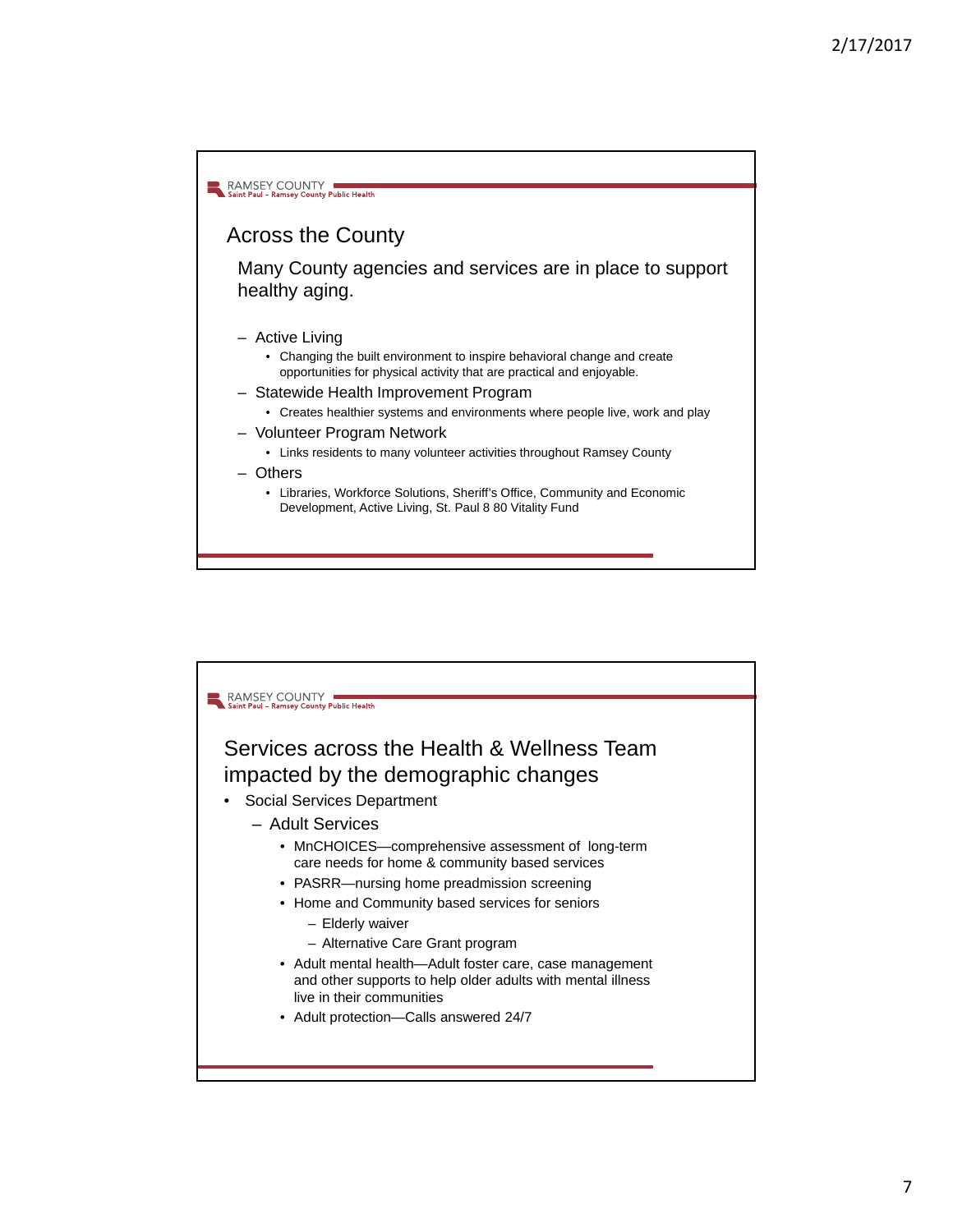## Across the County

Many County agencies and services are in place to support healthy aging.

- Active Living
  - Changing the built environment to inspire behavioral change and create opportunities for physical activity that are practical and enjoyable.
- Statewide Health Improvement Program
  - Creates healthier systems and environments where people live, work and play
- Volunteer Program Network
  - Links residents to many volunteer activities throughout Ramsey County
- Others
  - Libraries, Workforce Solutions, Sheriff's Office, Community and Economic Development, Active Living, St. Paul 8 80 Vitality Fund

## Services across the Health & Wellness Team impacted by the demographic changes

- Social Services Department
  - Adult Services
    - MnCHOICES—comprehensive assessment of long-term care needs for home & community based services
    - PASRR—nursing home preadmission screening
    - Home and Community based services for seniors
      - Elderly waiver
      - Alternative Care Grant program
    - Adult mental health—Adult foster care, case management and other supports to help older adults with mental illness live in their communities
    - Adult protection—Calls answered 24/7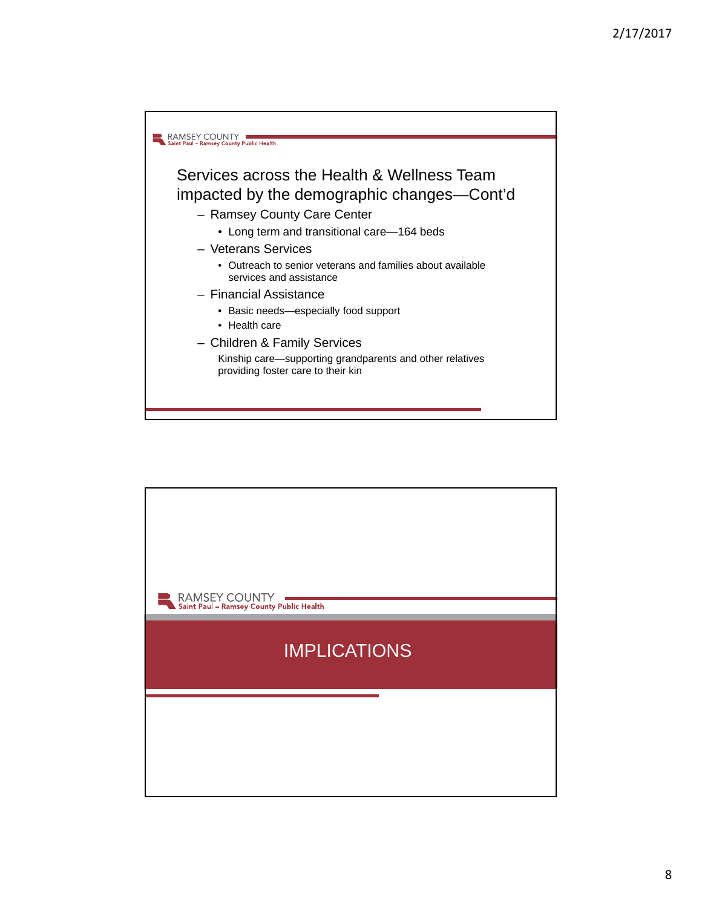## Services across the Health & Wellness Team impacted by the demographic changes—Cont'd

- Ramsey County Care Center
  - Long term and transitional care—164 beds
- Veterans Services
  - Outreach to senior veterans and families about available services and assistance
- Financial Assistance
  - Basic needs—especially food support
  - Health care
- Children & Family Services

  Kinship care—supporting grandparents and other relatives providing foster care to their kin

## IMPLICATIONS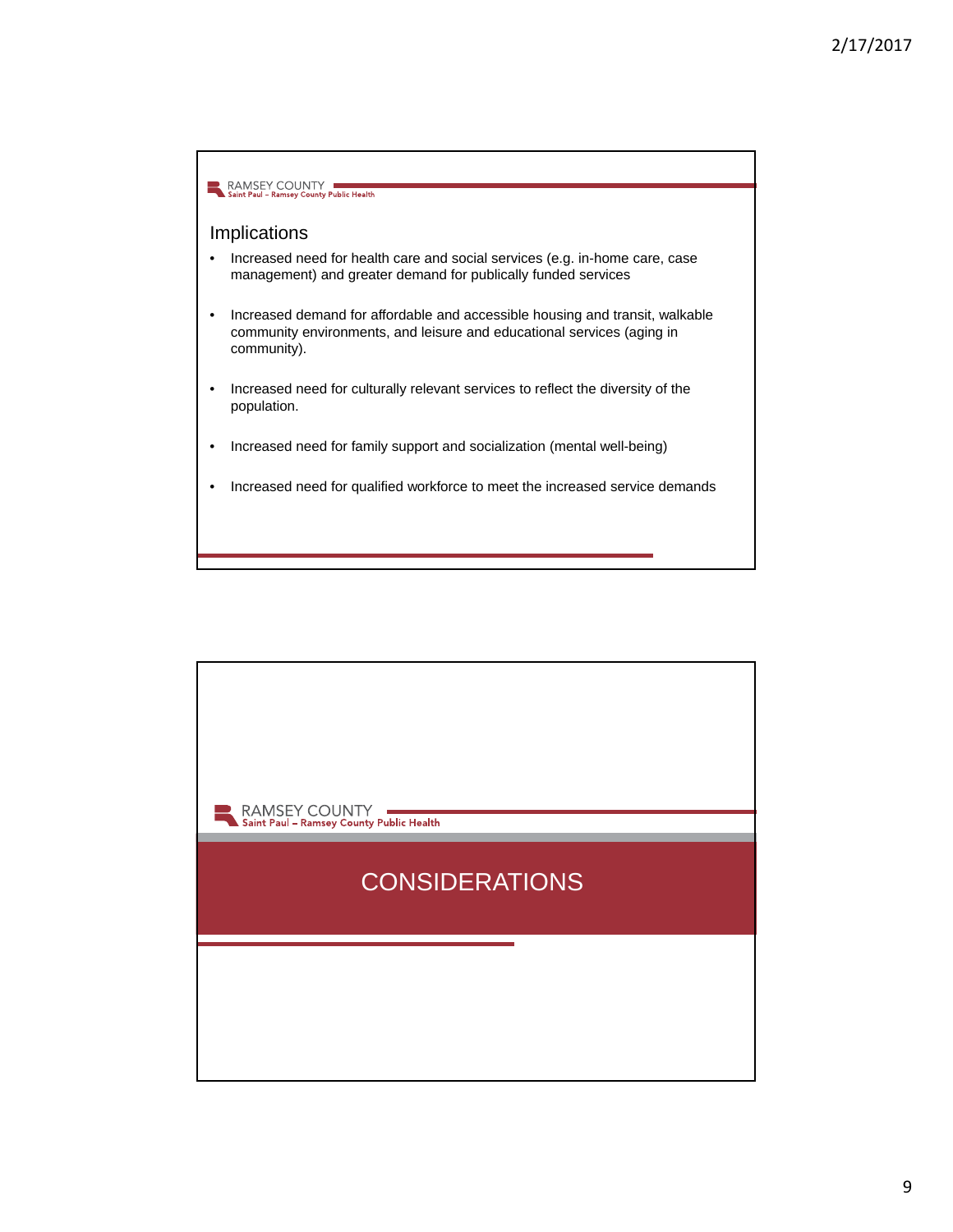## Implications

- Increased need for health care and social services (e.g. in-home care, case management) and greater demand for publically funded services
- Increased demand for affordable and accessible housing and transit, walkable community environments, and leisure and educational services (aging in community).
- Increased need for culturally relevant services to reflect the diversity of the population.
- Increased need for family support and socialization (mental well-being)
- Increased need for qualified workforce to meet the increased service demands

# CONSIDERATIONS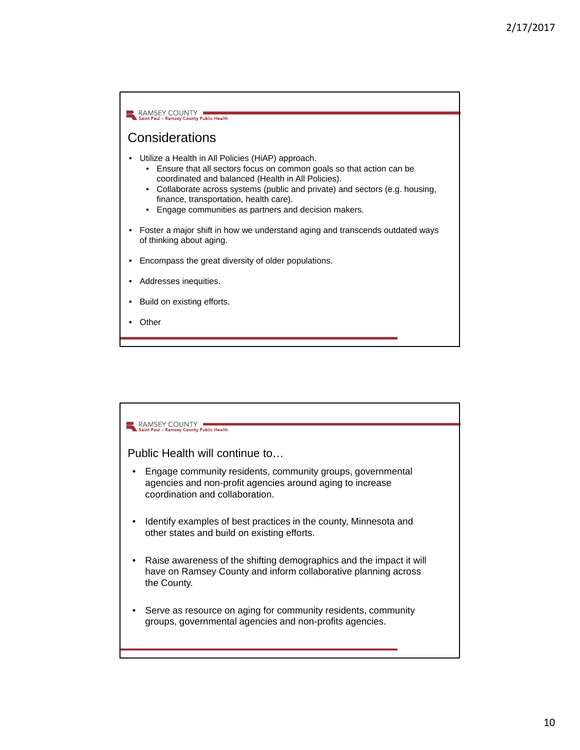## Considerations

- Utilize a Health in All Policies (HiAP) approach.
  - Ensure that all sectors focus on common goals so that action can be coordinated and balanced (Health in All Policies).
  - Collaborate across systems (public and private) and sectors (e.g. housing, finance, transportation, health care).
  - Engage communities as partners and decision makers.
- Foster a major shift in how we understand aging and transcends outdated ways of thinking about aging.
- Encompass the great diversity of older populations.
- Addresses inequities.
- Build on existing efforts.
- Other

## Public Health will continue to…

- Engage community residents, community groups, governmental agencies and non-profit agencies around aging to increase coordination and collaboration.
- Identify examples of best practices in the county, Minnesota and other states and build on existing efforts.
- Raise awareness of the shifting demographics and the impact it will have on Ramsey County and inform collaborative planning across the County.
- Serve as resource on aging for community residents, community groups, governmental agencies and non-profits agencies.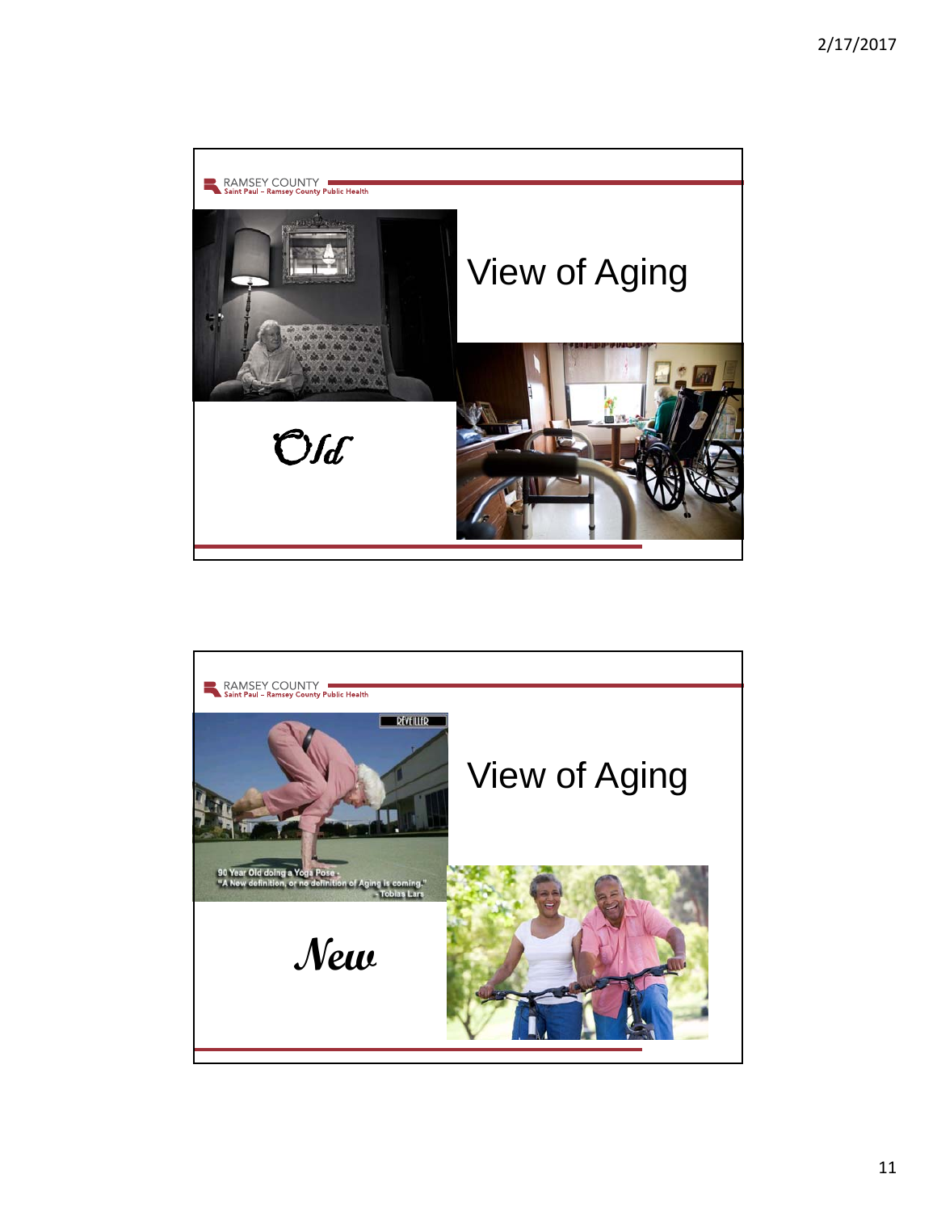RAMSEY COUNTY
Saint Paul – Ramsey County Public Health

## View of Aging

*Old*

RAMSEY COUNTY
Saint Paul – Ramsey County Public Health

## View of Aging

REVEILLER

90 Year Old doing a Yoga Pose -
"A New definition, or no definition of Aging is coming."
- Tobias Lars

*New*